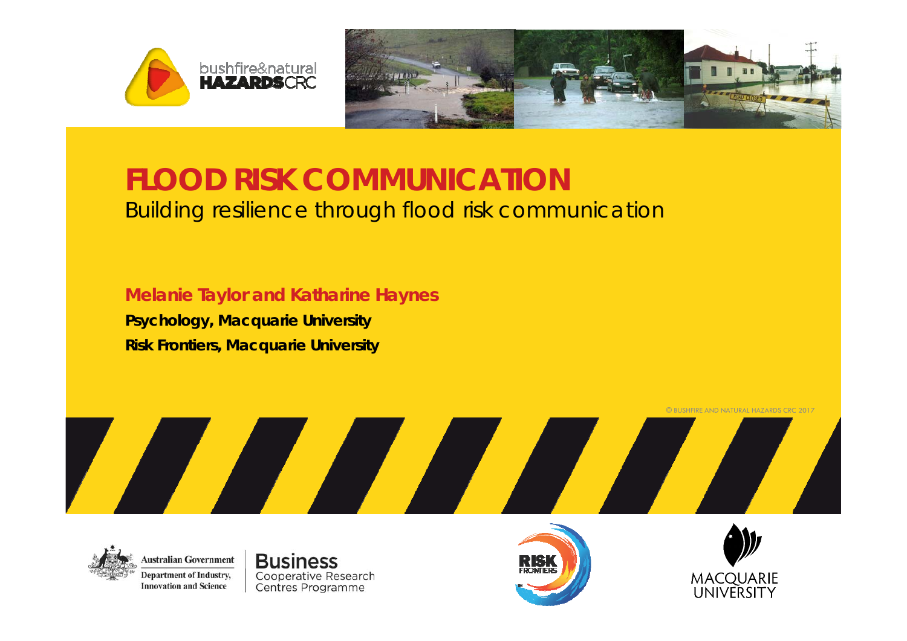# FLOOD RISK COMMUNICATION

Building resilience through flood risk communication

**Melanie Taylor and Katharine Haynes**

**Psychology, Macquarie University**

**Risk Frontiers, Macquarie University**

© BUSHFIRE AND NATURAL HAZARDS CRC 2017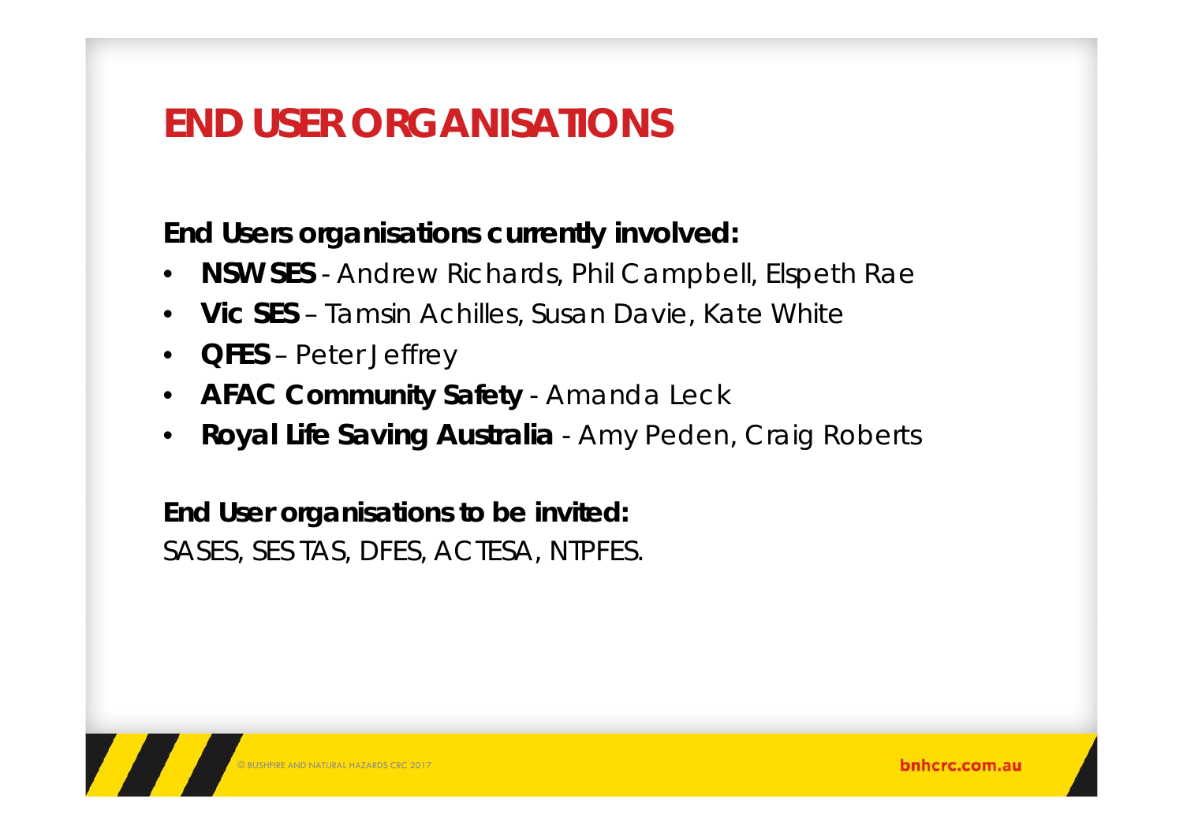# END USER ORGANISATIONS

**End Users organisations currently involved:**

- **NSW SES** - Andrew Richards, Phil Campbell, Elspeth Rae
- **Vic SES** – Tamsin Achilles, Susan Davie, Kate White
- **QFES** – Peter Jeffrey
- **AFAC Community Safety** - Amanda Leck
- **Royal Life Saving Australia** - Amy Peden, Craig Roberts

**End User organisations to be invited:**

SASES, SES TAS, DFES, ACTESA, NTPFES.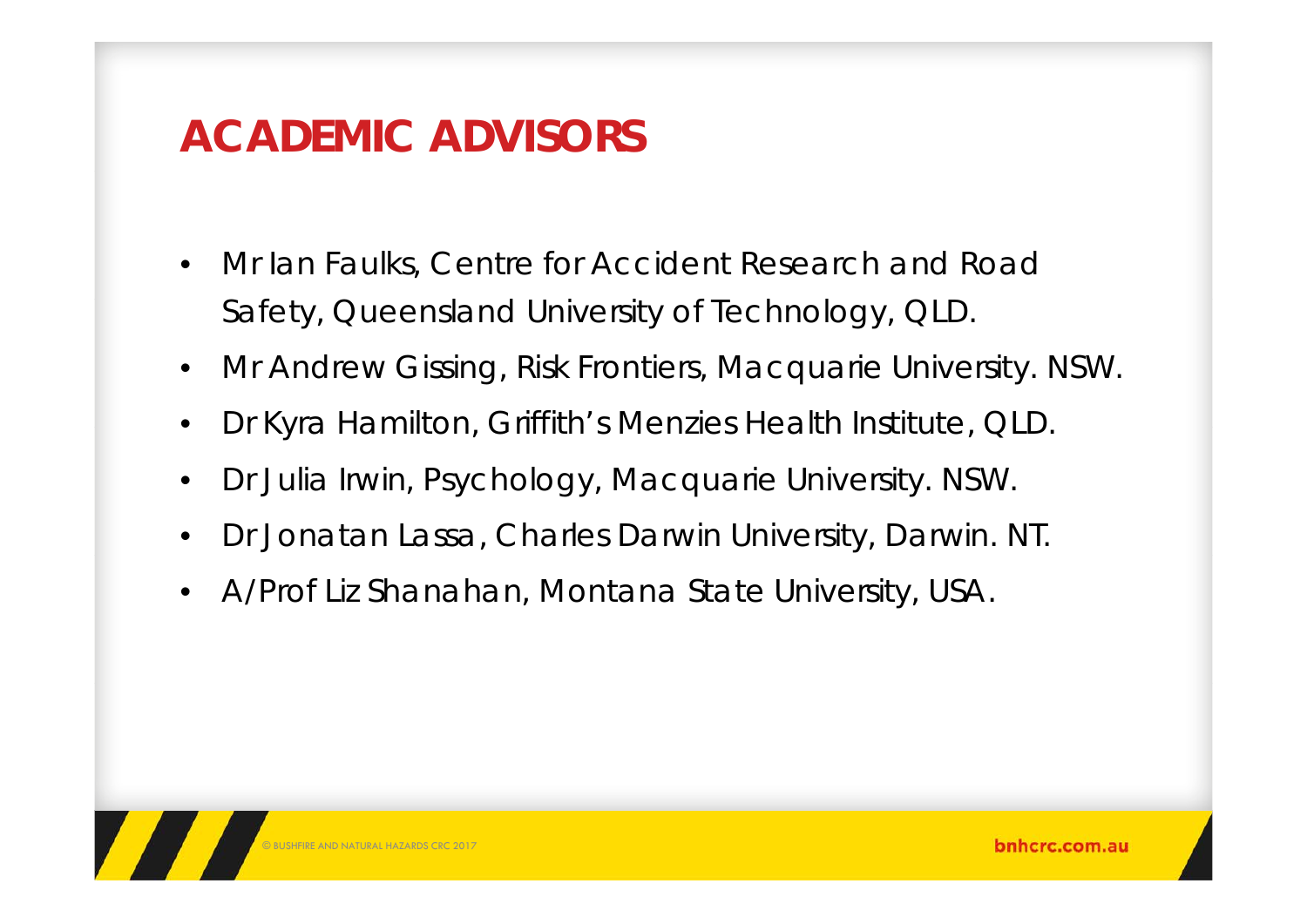# ACADEMIC ADVISORS

- Mr Ian Faulks, Centre for Accident Research and Road Safety, Queensland University of Technology, QLD.
- Mr Andrew Gissing, Risk Frontiers, Macquarie University. NSW.
- Dr Kyra Hamilton, Griffith's Menzies Health Institute, QLD.
- Dr Julia Irwin, Psychology, Macquarie University. NSW.
- Dr Jonatan Lassa, Charles Darwin University, Darwin. NT.
- A/Prof Liz Shanahan, Montana State University, USA.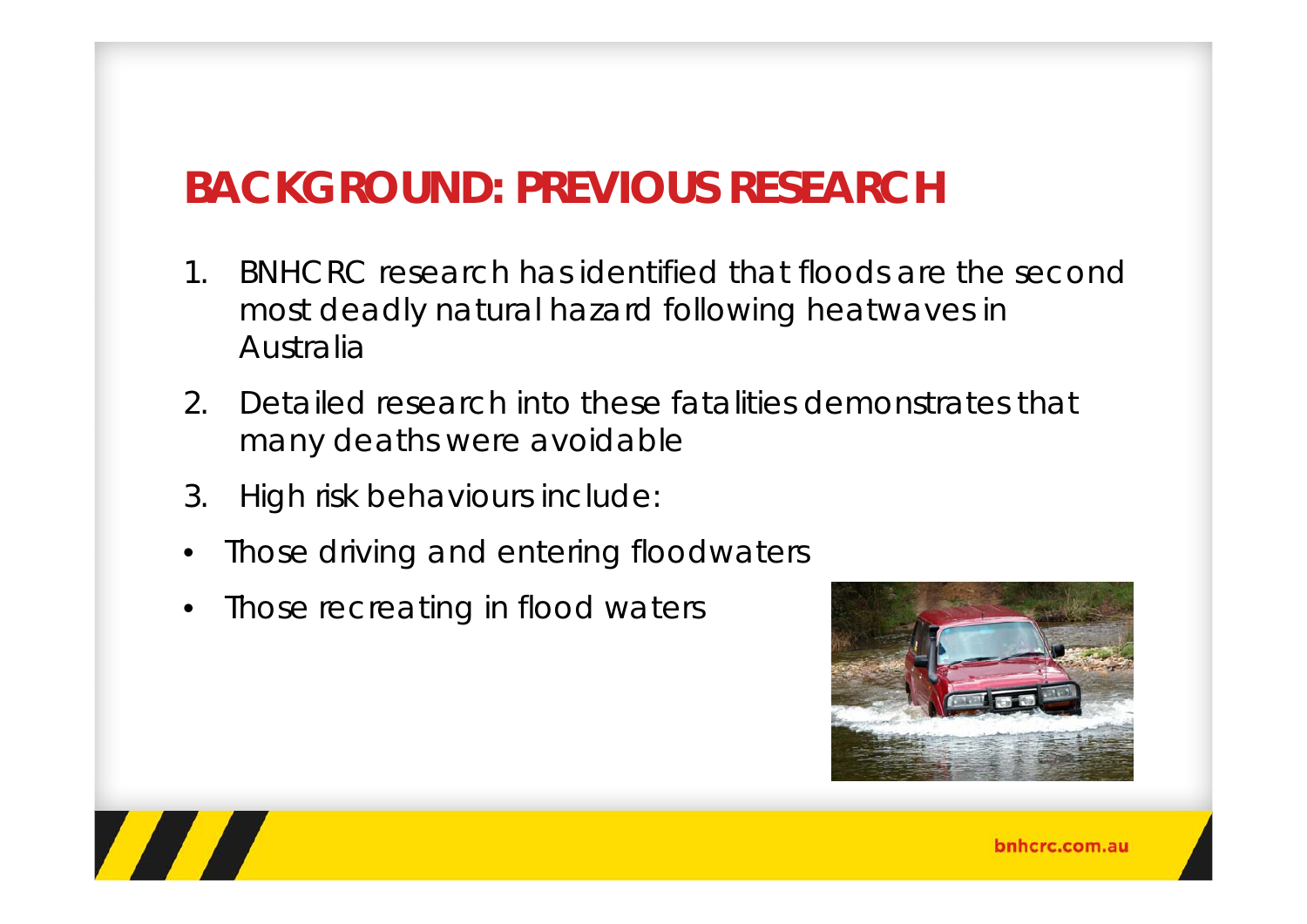# BACKGROUND: PREVIOUS RESEARCH

1. BNHCRC research has identified that floods are the second most deadly natural hazard following heatwaves in Australia
2. Detailed research into these fatalities demonstrates that many deaths were avoidable
3. High risk behaviours include:

- Those driving and entering floodwaters
- Those recreating in flood waters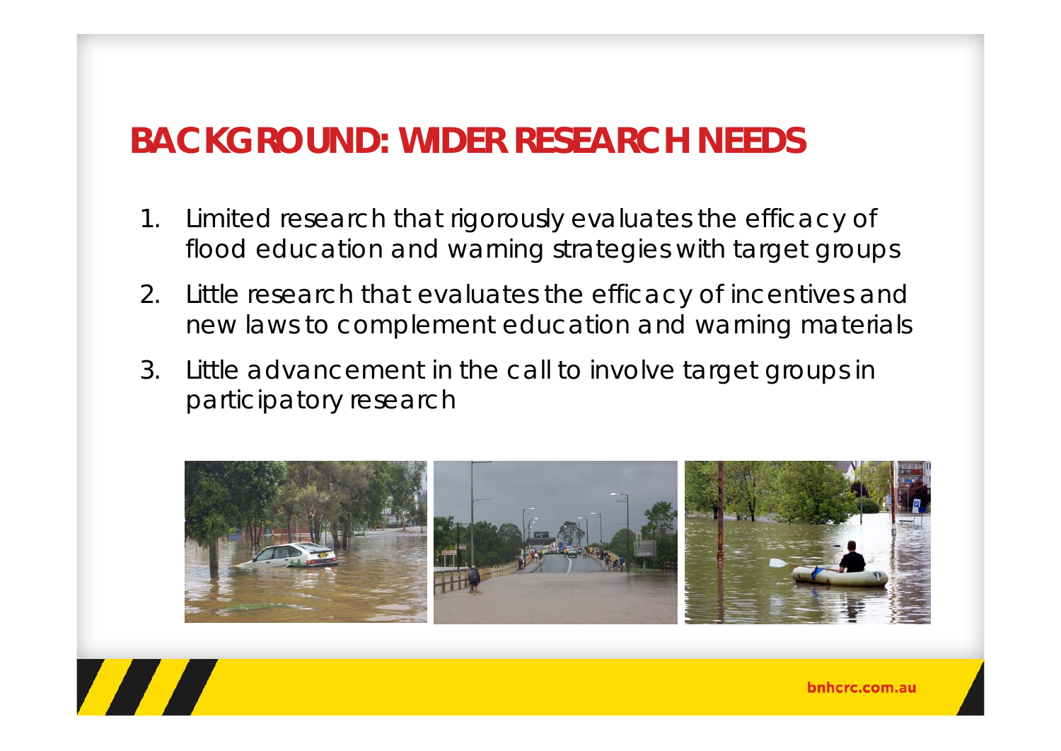# BACKGROUND: WIDER RESEARCH NEEDS

1. Limited research that rigorously evaluates the efficacy of flood education and warning strategies with target groups
2. Little research that evaluates the efficacy of incentives and new laws to complement education and warning materials
3. Little advancement in the call to involve target groups in participatory research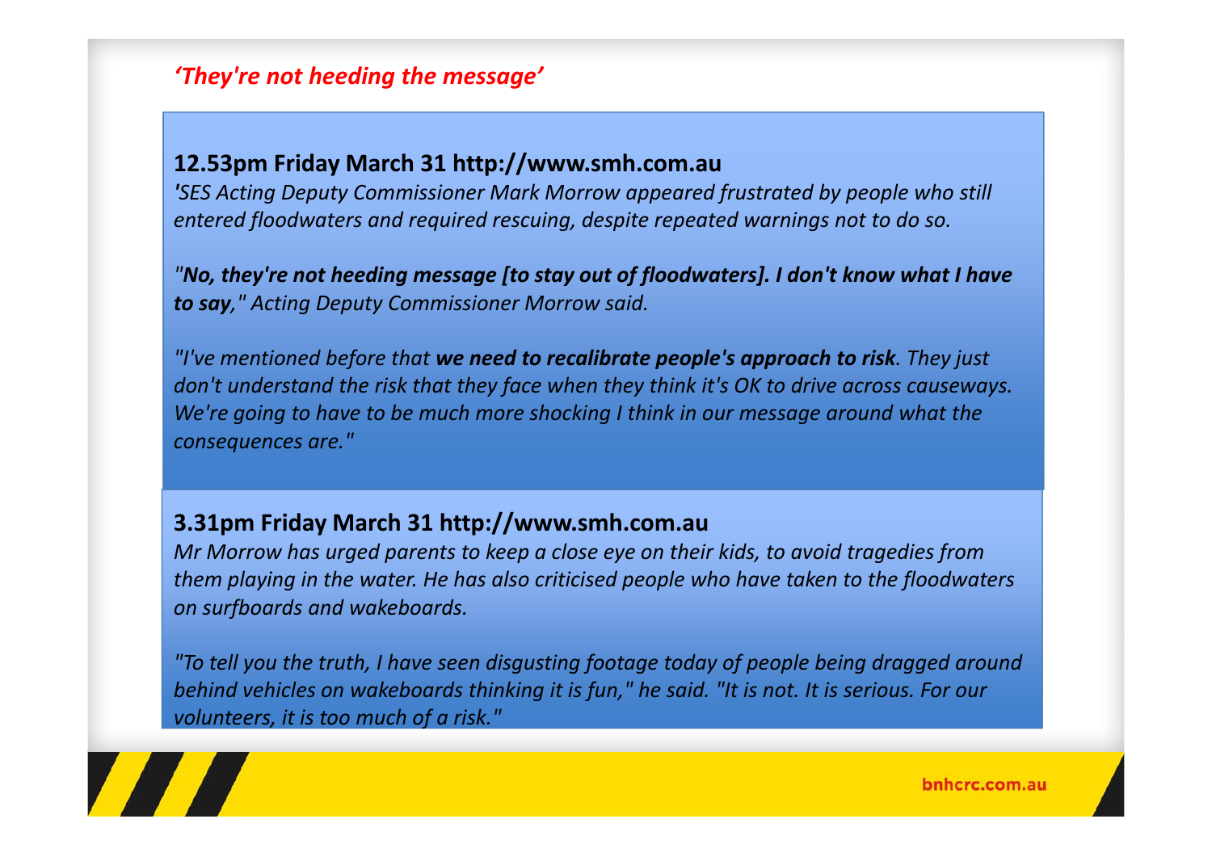## *'They're not heeding the message'*

**12.53pm Friday March 31 http://www.smh.com.au**

*'SES Acting Deputy Commissioner Mark Morrow appeared frustrated by people who still entered floodwaters and required rescuing, despite repeated warnings not to do so.*

*"**No, they're not heeding message [to stay out of floodwaters]. I don't know what I have to say**," Acting Deputy Commissioner Morrow said.*

*"I've mentioned before that **we need to recalibrate people's approach to risk**. They just don't understand the risk that they face when they think it's OK to drive across causeways. We're going to have to be much more shocking I think in our message around what the consequences are."*

**3.31pm Friday March 31 http://www.smh.com.au**

*Mr Morrow has urged parents to keep a close eye on their kids, to avoid tragedies from them playing in the water. He has also criticised people who have taken to the floodwaters on surfboards and wakeboards.*

*"To tell you the truth, I have seen disgusting footage today of people being dragged around behind vehicles on wakeboards thinking it is fun," he said. "It is not. It is serious. For our volunteers, it is too much of a risk."*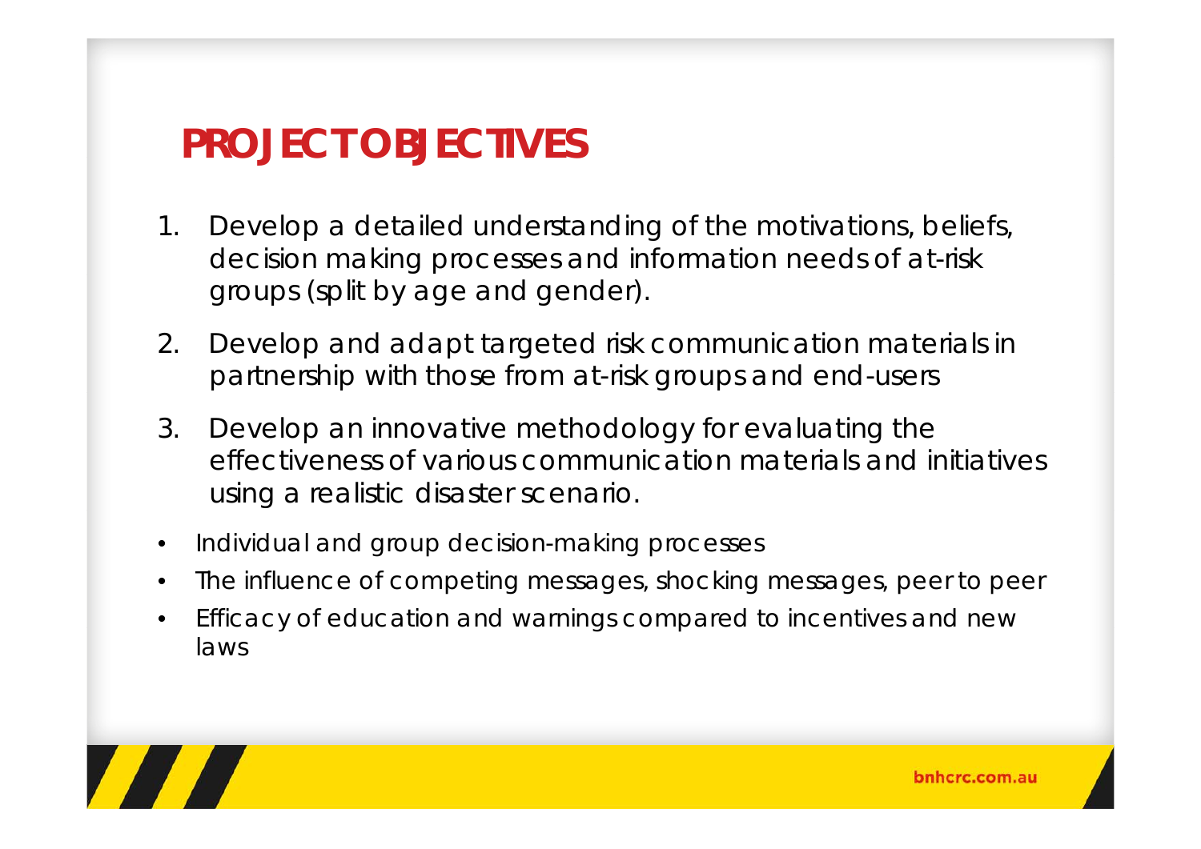# PROJECT OBJECTIVES

1. Develop a detailed understanding of the motivations, beliefs, decision making processes and information needs of at-risk groups (split by age and gender).
2. Develop and adapt targeted risk communication materials in partnership with those from at-risk groups and end-users
3. Develop an innovative methodology for evaluating the effectiveness of various communication materials and initiatives using a realistic disaster scenario.

- Individual and group decision-making processes
- The influence of competing messages, shocking messages, peer to peer
- Efficacy of education and warnings compared to incentives and new laws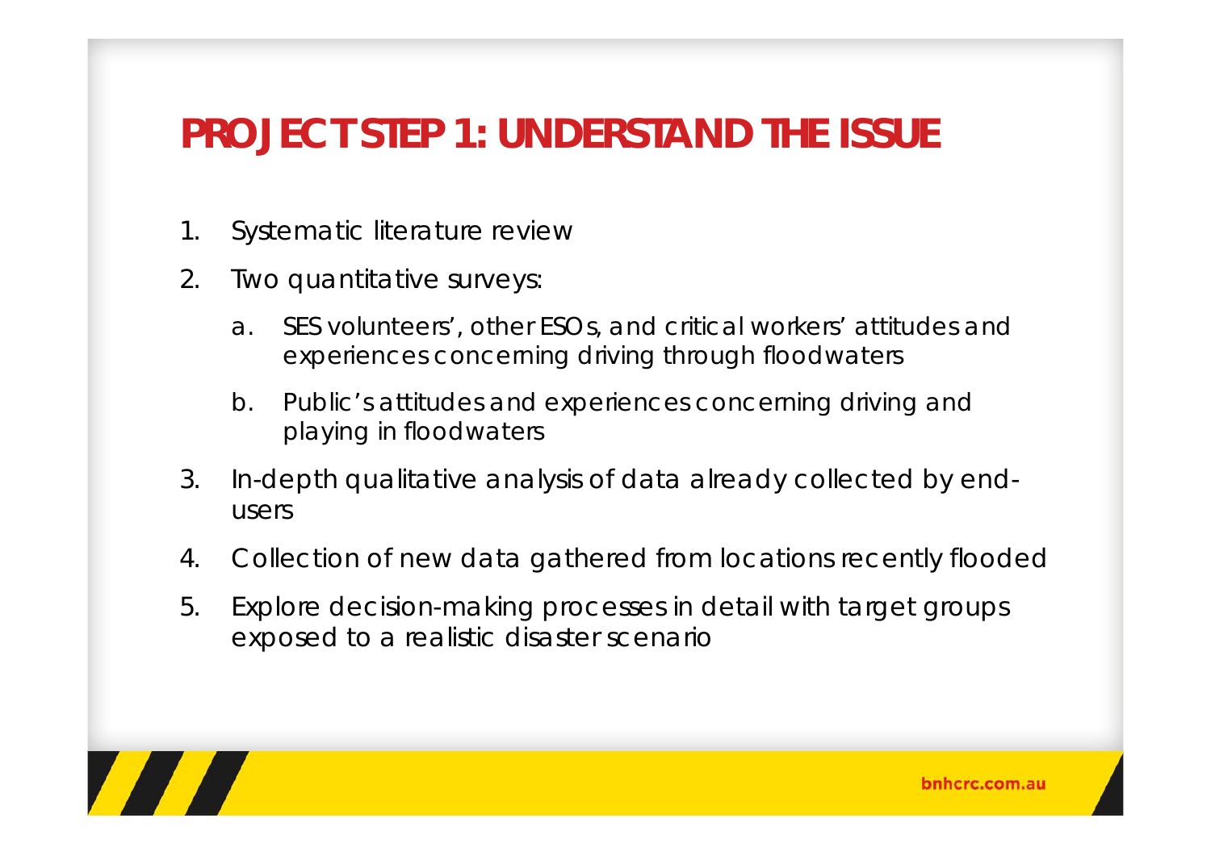# PROJECT STEP 1: UNDERSTAND THE ISSUE

1. Systematic literature review
2. Two quantitative surveys:
    a. SES volunteers', other ESOs, and critical workers' attitudes and experiences concerning driving through floodwaters
    b. Public's attitudes and experiences concerning driving and playing in floodwaters
3. In-depth qualitative analysis of data already collected by end-users
4. Collection of new data gathered from locations recently flooded
5. Explore decision-making processes in detail with target groups exposed to a realistic disaster scenario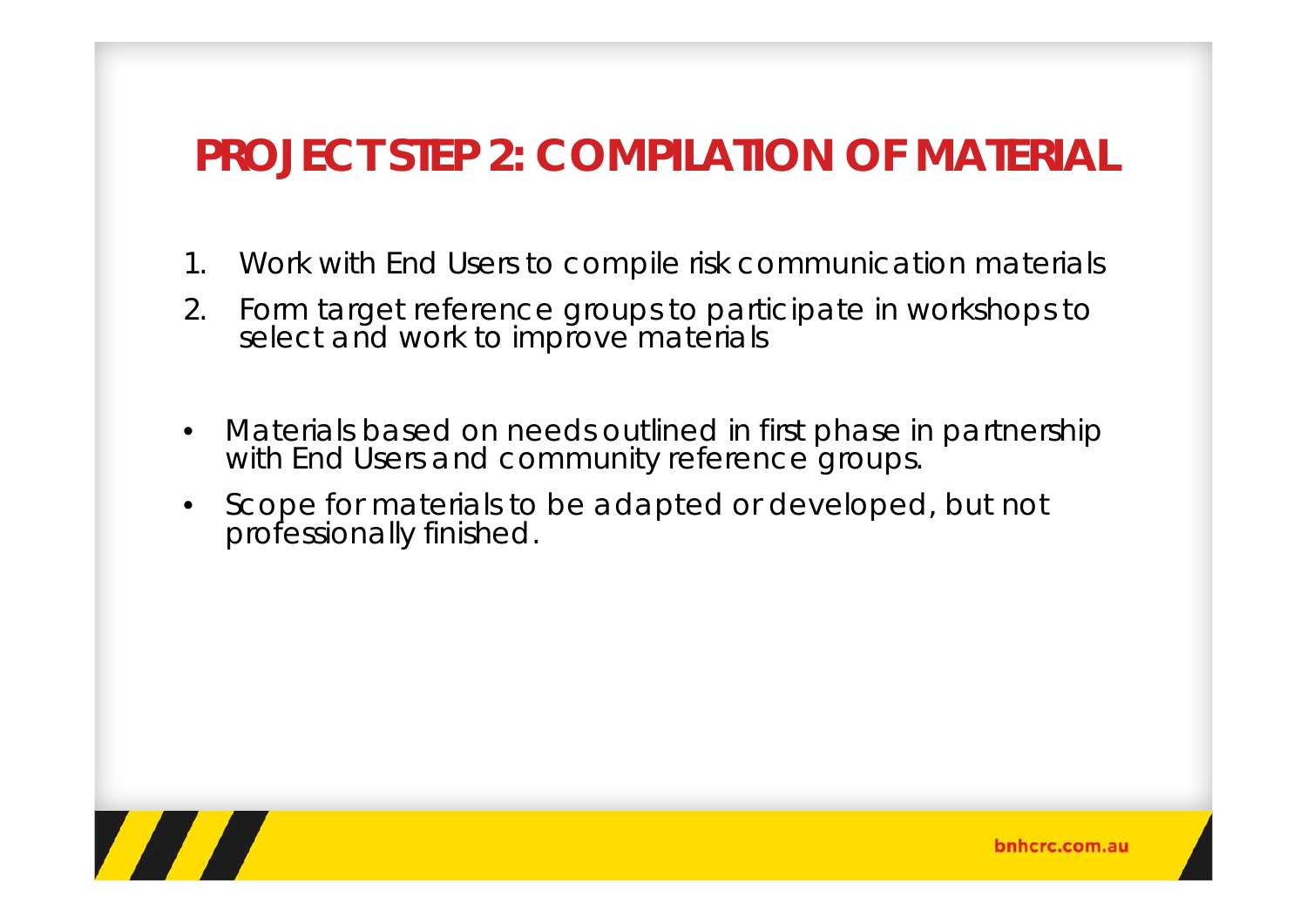# PROJECT STEP 2: COMPILATION OF MATERIAL

1. Work with End Users to compile risk communication materials
2. Form target reference groups to participate in workshops to select and work to improve materials

- Materials based on needs outlined in first phase in partnership with End Users and community reference groups.
- Scope for materials to be adapted or developed, but not professionally finished.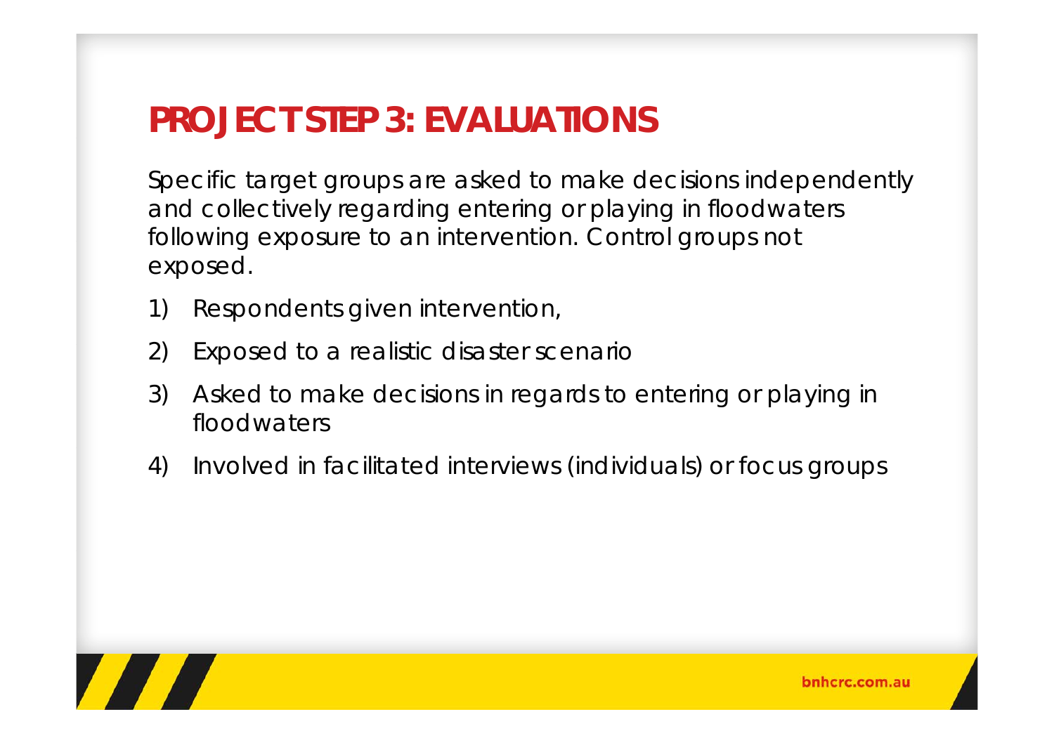# PROJECT STEP 3: EVALUATIONS

Specific target groups are asked to make decisions independently and collectively regarding entering or playing in floodwaters following exposure to an intervention. Control groups not exposed.

1) Respondents given intervention,
2) Exposed to a realistic disaster scenario
3) Asked to make decisions in regards to entering or playing in floodwaters
4) Involved in facilitated interviews (individuals) or focus groups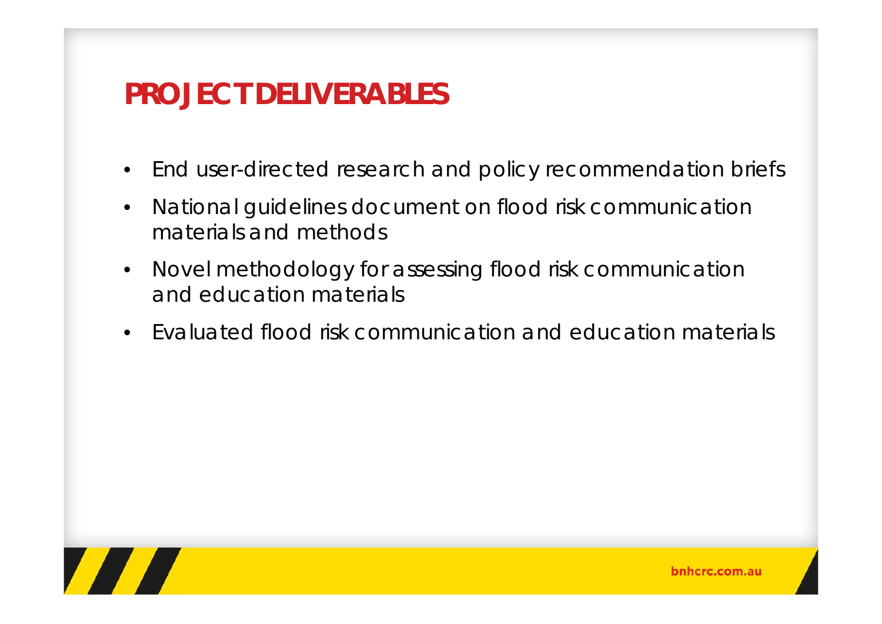# PROJECT DELIVERABLES

- End user-directed research and policy recommendation briefs
- National guidelines document on flood risk communication materials and methods
- Novel methodology for assessing flood risk communication and education materials
- Evaluated flood risk communication and education materials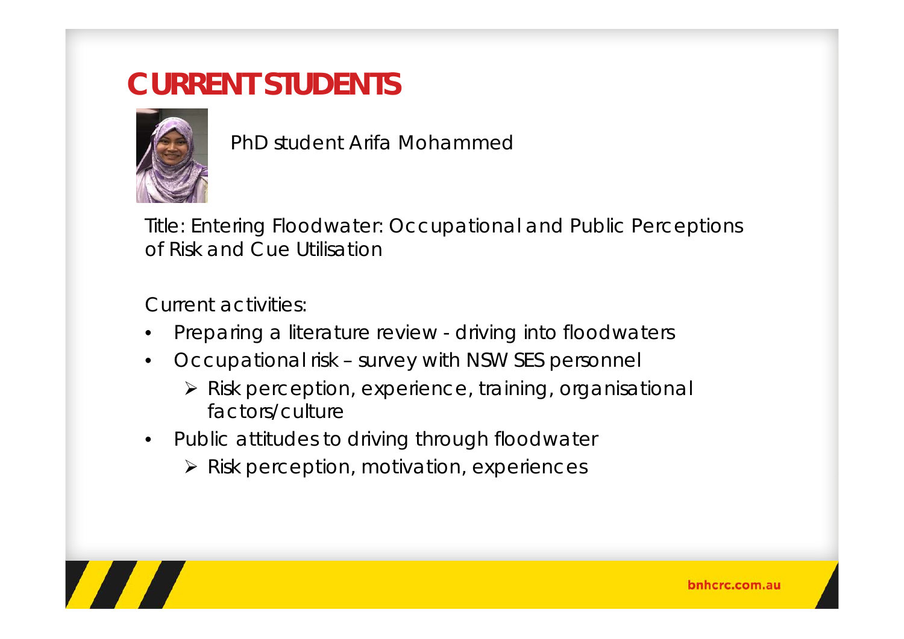# CURRENT STUDENTS

PhD student Arifa Mohammed

Title: Entering Floodwater: Occupational and Public Perceptions of Risk and Cue Utilisation

Current activities:

- Preparing a literature review - driving into floodwaters
- Occupational risk – survey with NSW SES personnel
  - Risk perception, experience, training, organisational factors/culture
- Public attitudes to driving through floodwater
  - Risk perception, motivation, experiences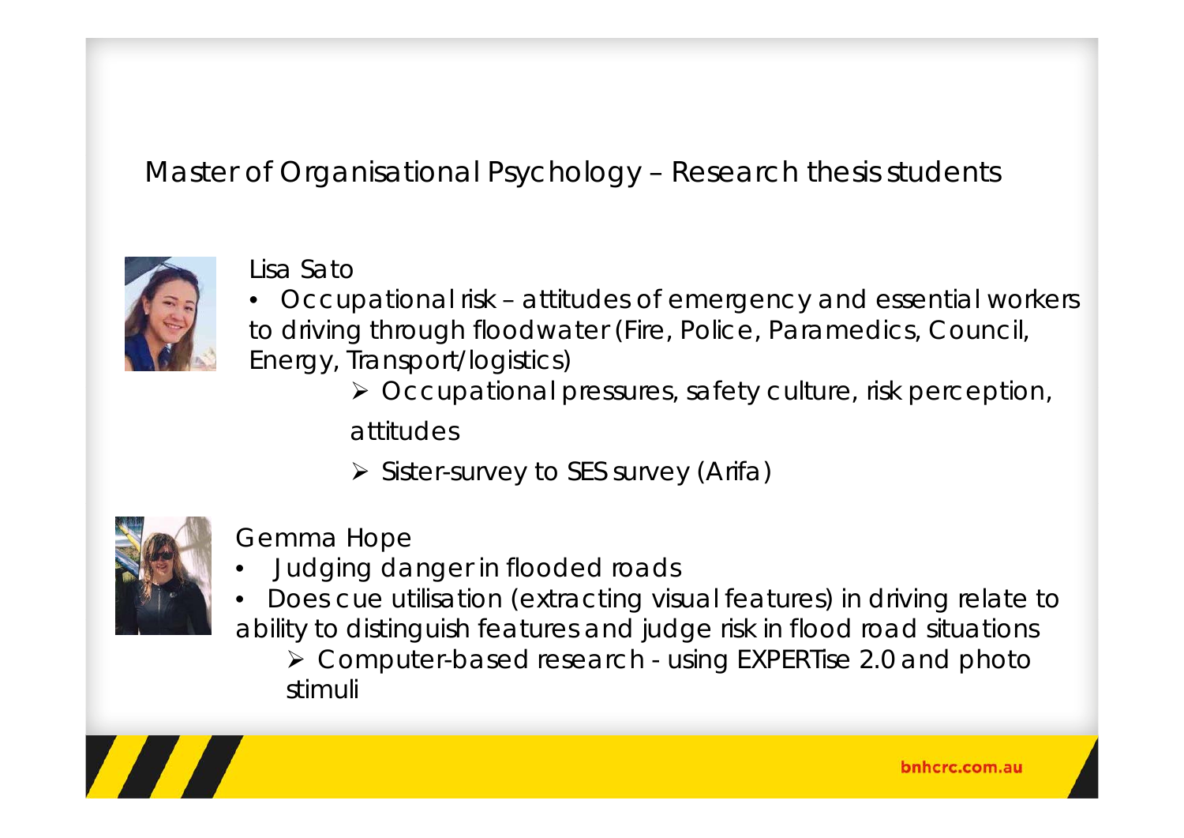## Master of Organisational Psychology – Research thesis students

Lisa Sato

- Occupational risk – attitudes of emergency and essential workers to driving through floodwater (Fire, Police, Paramedics, Council, Energy, Transport/logistics)
  - Occupational pressures, safety culture, risk perception, attitudes
  - Sister-survey to SES survey (Arifa)

Gemma Hope

- Judging danger in flooded roads
- Does cue utilisation (extracting visual features) in driving relate to ability to distinguish features and judge risk in flood road situations
  - Computer-based research - using EXPERTise 2.0 and photo stimuli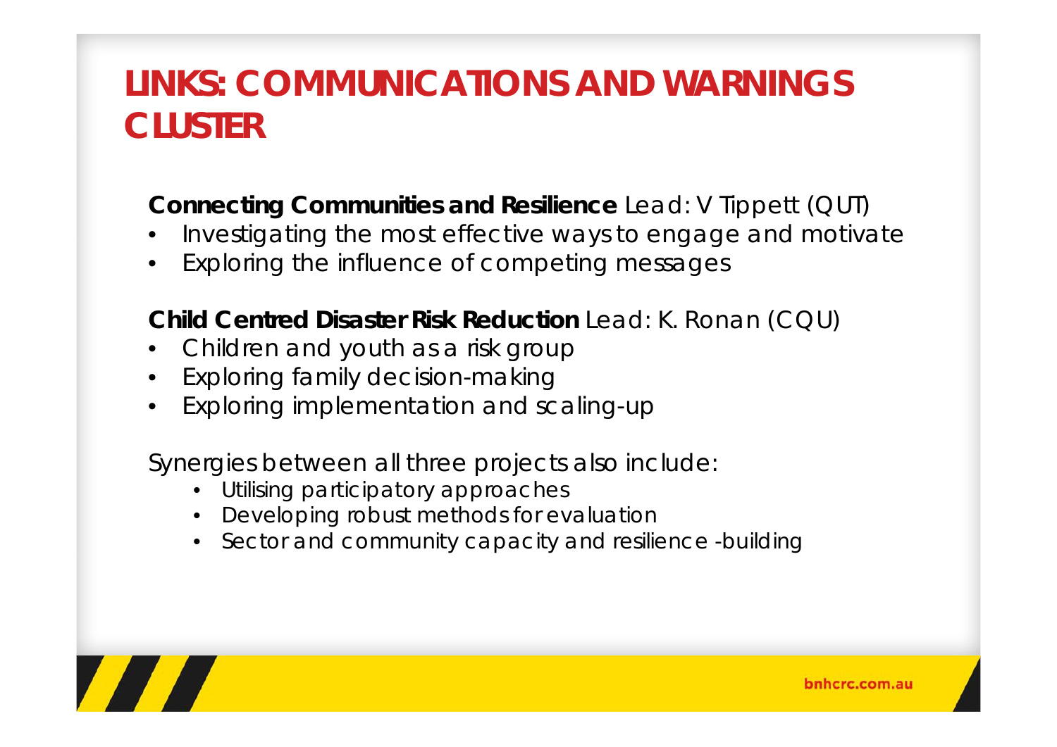# LINKS: COMMUNICATIONS AND WARNINGS CLUSTER

**Connecting Communities and Resilience** Lead: V Tippett (QUT)

- Investigating the most effective ways to engage and motivate
- Exploring the influence of competing messages

**Child Centred Disaster Risk Reduction** Lead: K. Ronan (CQU)

- Children and youth as a risk group
- Exploring family decision-making
- Exploring implementation and scaling-up

Synergies between all three projects also include:

- Utilising participatory approaches
- Developing robust methods for evaluation
- Sector and community capacity and resilience -building

bnhcrc.com.au